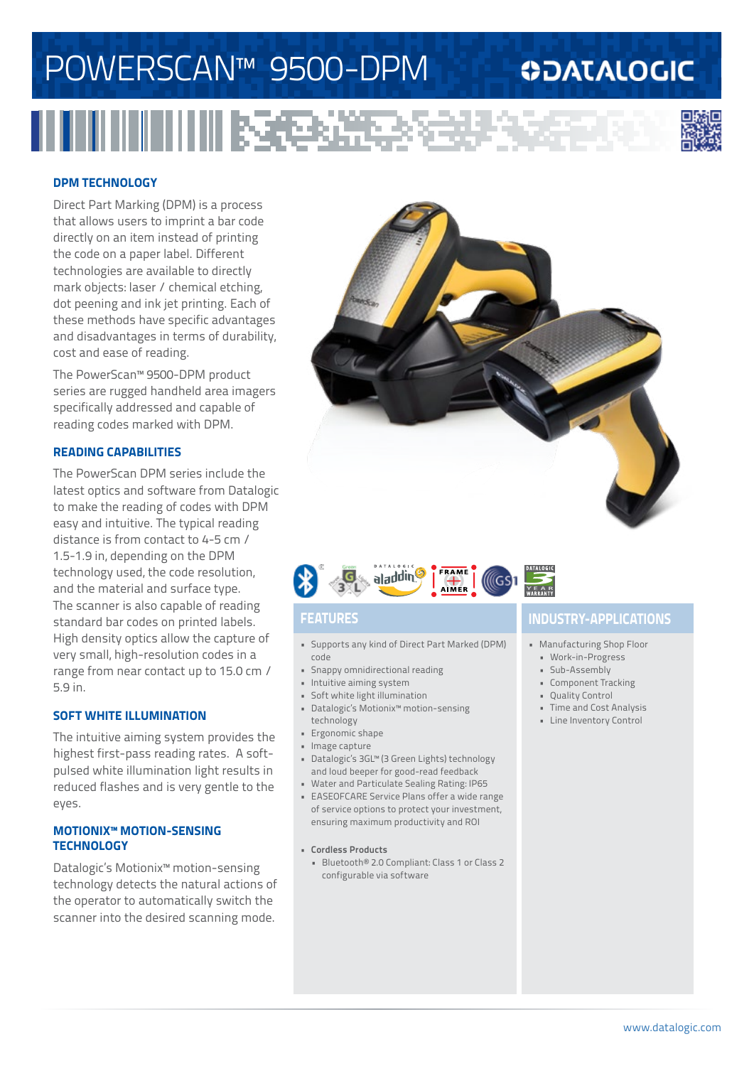# POWERSCAN™ 9500-DPM

DATALOGIC

## DPM TECHNOLOGY

Direct Part Marking (DPM) is a process that allows users to imprint a bar code directly on an item instead of printing the code on a paper label. Different technologies are available to directly mark objects: laser / chemical etching, dot peening and ink jet printing. Each of these methods have specific advantages and disadvantages in terms of durability, cost and ease of reading.

The PowerScan™ 9500-DPM product series are rugged handheld area imagers specifically addressed and capable of reading codes marked with DPM.

## READING CAPABILITIES

The PowerScan DPM series include the latest optics and software from Datalogic to make the reading of codes with DPM easy and intuitive. The typical reading distance is from contact to 4-5 cm / 1.5-1.9 in, depending on the DPM technology used, the code resolution, and the material and surface type. The scanner is also capable of reading standard bar codes on printed labels. High density optics allow the capture of very small, high-resolution codes in a range from near contact up to 15.0 cm / 5.9 in.

## SOFT WHITE ILLUMINATION

The intuitive aiming system provides the highest first-pass reading rates. A soft-pulsed white illumination light results in reduced flashes and is very gentle to the eyes.

## MOTIONIX™ MOTION-SENSING TECHNOLOGY

Datalogic's Motionix™ motion-sensing technology detects the natural actions of the operator to automatically switch the scanner into the desired scanning mode.

## FEATURES

- Supports any kind of Direct Part Marked (DPM) code
- Snappy omnidirectional reading
- Intuitive aiming system
- Soft white light illumination
- Datalogic's Motionix™ motion-sensing technology
- Ergonomic shape
- Image capture
- Datalogic's 3GL™ (3 Green Lights) technology and loud beeper for good-read feedback
- Water and Particulate Sealing Rating: IP65
- EASEOFCARE Service Plans offer a wide range of service options to protect your investment, ensuring maximum productivity and ROI

- **Cordless Products**
  - Bluetooth® 2.0 Compliant: Class 1 or Class 2 configurable via software

## INDUSTRY-APPLICATIONS

- Manufacturing Shop Floor
  - Work-in-Progress
  - Sub-Assembly
  - Component Tracking
  - Quality Control
  - Time and Cost Analysis
  - Line Inventory Control

www.datalogic.com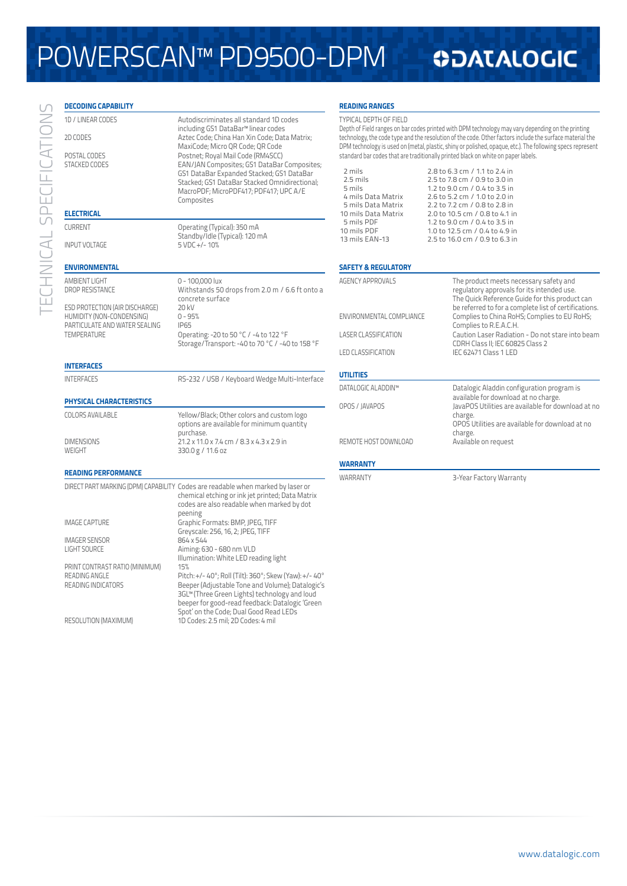# POWERSCAN™ PD9500-DPM

DATALOGIC

TECHNICAL SPECIFICATIONS

### DECODING CAPABILITY

| | |
|---|---|
| 1D / LINEAR CODES | Autodiscriminates all standard 1D codes including GS1 DataBar™ linear codes |
| 2D CODES | Aztec Code; China Han Xin Code; Data Matrix; MaxiCode; Micro QR Code; QR Code |
| POSTAL CODES | Postnet; Royal Mail Code (RM4SCC) |
| STACKED CODES | EAN/JAN Composites; GS1 DataBar Composites; GS1 DataBar Expanded Stacked; GS1 DataBar Stacked; GS1 DataBar Stacked Omnidirectional; MacroPDF; MicroPDF417; PDF417; UPC A/E Composites |

### ELECTRICAL

| | |
|---|---|
| CURRENT | Operating (Typical): 350 mA<br>Standby/Idle (Typical): 120 mA |
| INPUT VOLTAGE | 5 VDC +/- 10% |

### ENVIRONMENTAL

| | |
|---|---|
| AMBIENT LIGHT | 0 - 100,000 lux |
| DROP RESISTANCE | Withstands 50 drops from 2.0 m / 6.6 ft onto a concrete surface |
| ESD PROTECTION (AIR DISCHARGE) | 20 kV |
| HUMIDITY (NON-CONDENSING) | 0 - 95% |
| PARTICULATE AND WATER SEALING | IP65 |
| TEMPERATURE | Operating: -20 to 50 °C / -4 to 122 °F<br>Storage/Transport: -40 to 70 °C / -40 to 158 °F |

### INTERFACES

| | |
|---|---|
| INTERFACES | RS-232 / USB / Keyboard Wedge Multi-Interface |

### PHYSICAL CHARACTERISTICS

| | |
|---|---|
| COLORS AVAILABLE | Yellow/Black; Other colors and custom logo options are available for minimum quantity purchase. |
| DIMENSIONS | 21.2 x 11.0 x 7.4 cm / 8.3 x 4.3 x 2.9 in |
| WEIGHT | 330.0 g / 11.6 oz |

### READING PERFORMANCE

| | |
|---|---|
| DIRECT PART MARKING (DPM) CAPABILITY | Codes are readable when marked by laser or chemical etching or ink jet printed; Data Matrix codes are also readable when marked by dot peening |
| IMAGE CAPTURE | Graphic Formats: BMP, JPEG, TIFF<br>Greyscale: 256, 16, 2; JPEG, TIFF |
| IMAGER SENSOR | 864 x 544 |
| LIGHT SOURCE | Aiming: 630 - 680 nm VLD<br>Illumination: White LED reading light |
| PRINT CONTRAST RATIO (MINIMUM) | 15% |
| READING ANGLE | Pitch: +/- 40°; Roll (Tilt): 360°; Skew (Yaw): +/- 40° |
| READING INDICATORS | Beeper (Adjustable Tone and Volume); Datalogic's 3GL™ (Three Green Lights) technology and loud beeper for good-read feedback: Datalogic 'Green Spot' on the Code; Dual Good Read LEDs |
| RESOLUTION (MAXIMUM) | 1D Codes: 2.5 mil; 2D Codes: 4 mil |

### READING RANGES

TYPICAL DEPTH OF FIELD

Depth of Field ranges on bar codes printed with DPM technology may vary depending on the printing technology, the code type and the resolution of the code. Other factors include the surface material the DPM technology is used on (metal, plastic, shiny or polished, opaque, etc.). The following specs represent standard bar codes that are traditionally printed black on white on paper labels.

| | |
|---|---|
| 2 mils | 2.8 to 6.3 cm / 1.1 to 2.4 in |
| 2.5 mils | 2.5 to 7.8 cm / 0.9 to 3.0 in |
| 5 mils | 1.2 to 9.0 cm / 0.4 to 3.5 in |
| 4 mils Data Matrix | 2.6 to 5.2 cm / 1.0 to 2.0 in |
| 5 mils Data Matrix | 2.2 to 7.2 cm / 0.8 to 2.8 in |
| 10 mils Data Matrix | 2.0 to 10.5 cm / 0.8 to 4.1 in |
| 5 mils PDF | 1.2 to 9.0 cm / 0.4 to 3.5 in |
| 10 mils PDF | 1.0 to 12.5 cm / 0.4 to 4.9 in |
| 13 mils EAN-13 | 2.5 to 16.0 cm / 0.9 to 6.3 in |

### SAFETY & REGULATORY

| | |
|---|---|
| AGENCY APPROVALS | The product meets necessary safety and regulatory approvals for its intended use. The Quick Reference Guide for this product can be referred to for a complete list of certifications. |
| ENVIRONMENTAL COMPLIANCE | Complies to China RoHS; Complies to EU RoHS; Complies to R.E.A.C.H. |
| LASER CLASSIFICATION | Caution Laser Radiation - Do not stare into beam CDRH Class II; IEC 60825 Class 2 |
| LED CLASSIFICATION | IEC 62471 Class 1 LED |

### UTILITIES

| | |
|---|---|
| DATALOGIC ALADDIN™ | Datalogic Aladdin configuration program is available for download at no charge. |
| OPOS / JAVAPOS | JavaPOS Utilities are available for download at no charge.<br>OPOS Utilities are available for download at no charge. |
| REMOTE HOST DOWNLOAD | Available on request |

### WARRANTY

| | |
|---|---|
| WARRANTY | 3-Year Factory Warranty |

www.datalogic.com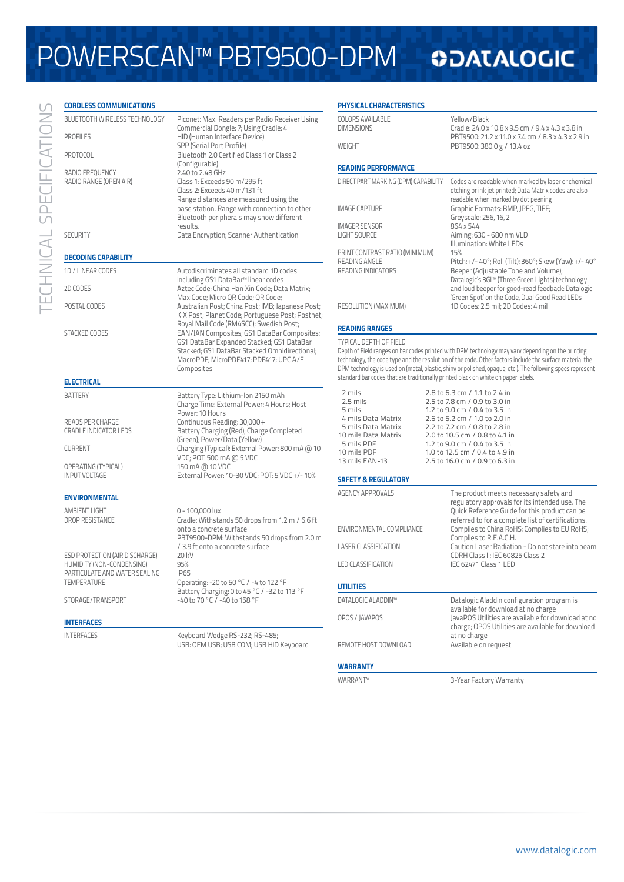# POWERSCAN™ PBT9500-DPM

DATALOGIC

TECHNICAL SPECIFICATIONS

## CORDLESS COMMUNICATIONS

| | |
|---|---|
| BLUETOOTH WIRELESS TECHNOLOGY | Piconet: Max. Readers per Radio Receiver Using Commercial Dongle: 7; Using Cradle: 4 |
| PROFILES | HID (Human Interface Device) SPP (Serial Port Profile) |
| PROTOCOL | Bluetooth 2.0 Certified Class 1 or Class 2 (Configurable) |
| RADIO FREQUENCY | 2.40 to 2.48 GHz |
| RADIO RANGE (OPEN AIR) | Class 1: Exceeds 90 m/295 ft Class 2: Exceeds 40 m/131 ft Range distances are measured using the base station. Range with connection to other Bluetooth peripherals may show different results. |
| SECURITY | Data Encryption; Scanner Authentication |

## DECODING CAPABILITY

| | |
|---|---|
| 1D / LINEAR CODES | Autodiscriminates all standard 1D codes including GS1 DataBar™ linear codes |
| 2D CODES | Aztec Code; China Han Xin Code; Data Matrix; MaxiCode; Micro QR Code; QR Code; |
| POSTAL CODES | Australian Post; China Post; IMB; Japanese Post; KIX Post; Planet Code; Portuguese Post; Postnet; Royal Mail Code (RM4SCC); Swedish Post; |
| STACKED CODES | EAN/JAN Composites; GS1 DataBar Composites; GS1 DataBar Expanded Stacked; GS1 DataBar Stacked; GS1 DataBar Stacked Omnidirectional; MacroPDF; MicroPDF417; PDF417; UPC A/E Composites |

## ELECTRICAL

| | |
|---|---|
| BATTERY | Battery Type: Lithium-Ion 2150 mAh Charge Time: External Power: 4 Hours; Host Power: 10 Hours |
| READS PER CHARGE | Continuous Reading: 30,000+ |
| CRADLE INDICATOR LEDS | Battery Charging (Red); Charge Completed (Green); Power/Data (Yellow) |
| CURRENT | Charging (Typical): External Power: 800 mA @ 10 VDC; POT: 500 mA @ 5 VDC |
| OPERATING (TYPICAL) | 150 mA @ 10 VDC |
| INPUT VOLTAGE | External Power: 10-30 VDC; POT: 5 VDC +/- 10% |

## ENVIRONMENTAL

| | |
|---|---|
| AMBIENT LIGHT | 0 - 100,000 lux |
| DROP RESISTANCE | Cradle: Withstands 50 drops from 1.2 m / 6.6 ft onto a concrete surface PBT9500-DPM: Withstands 50 drops from 2.0 m / 3.9 ft onto a concrete surface |
| ESD PROTECTION (AIR DISCHARGE) | 20 kV |
| HUMIDITY (NON-CONDENSING) | 95% |
| PARTICULATE AND WATER SEALING | IP65 |
| TEMPERATURE | Operating: -20 to 50 °C / -4 to 122 °F Battery Charging: 0 to 45 °C / -32 to 113 °F |
| STORAGE/TRANSPORT | -40 to 70 °C / -40 to 158 °F |

## INTERFACES

| | |
|---|---|
| INTERFACES | Keyboard Wedge RS-232; RS-485; USB: OEM USB; USB COM; USB HID Keyboard |

## PHYSICAL CHARACTERISTICS

| | |
|---|---|
| COLORS AVAILABLE | Yellow/Black |
| DIMENSIONS | Cradle: 24.0 x 10.8 x 9.5 cm / 9.4 x 4.3 x 3.8 in PBT9500: 21.2 x 11.0 x 7.4 cm / 8.3 x 4.3 x 2.9 in |
| WEIGHT | PBT9500: 380.0 g / 13.4 oz |

## READING PERFORMANCE

| | |
|---|---|
| DIRECT PART MARKING (DPM) CAPABILITY | Codes are readable when marked by laser or chemical etching or ink jet printed; Data Matrix codes are also readable when marked by dot peening |
| IMAGE CAPTURE | Graphic Formats: BMP, JPEG, TIFF; Greyscale: 256, 16, 2 |
| IMAGER SENSOR | 864 x 544 |
| LIGHT SOURCE | Aiming: 630 - 680 nm VLD Illumination: White LEDs |
| PRINT CONTRAST RATIO (MINIMUM) | 15% |
| READING ANGLE | Pitch: +/- 40°; Roll (Tilt): 360°; Skew (Yaw): +/- 40° |
| READING INDICATORS | Beeper (Adjustable Tone and Volume); Datalogic's 3GL™ (Three Green Lights) technology and loud beeper for good-read feedback; Datalogic 'Green Spot' on the Code, Dual Good Read LEDs |
| RESOLUTION (MAXIMUM) | 1D Codes: 2.5 mil; 2D Codes: 4 mil |

## READING RANGES

TYPICAL DEPTH OF FIELD

Depth of Field ranges on bar codes printed with DPM technology may vary depending on the printing technology, the code type and the resolution of the code. Other factors include the surface material the DPM technology is used on (metal, plastic, shiny or polished, opaque, etc.). The following specs represent standard bar codes that are traditionally printed black on white on paper labels.

| | |
|---|---|
| 2 mils | 2.8 to 6.3 cm / 1.1 to 2.4 in |
| 2.5 mils | 2.5 to 7.8 cm / 0.9 to 3.0 in |
| 5 mils | 1.2 to 9.0 cm / 0.4 to 3.5 in |
| 4 mils Data Matrix | 2.6 to 5.2 cm / 1.0 to 2.0 in |
| 5 mils Data Matrix | 2.2 to 7.2 cm / 0.8 to 2.8 in |
| 10 mils Data Matrix | 2.0 to 10.5 cm / 0.8 to 4.1 in |
| 5 mils PDF | 1.2 to 9.0 cm / 0.4 to 3.5 in |
| 10 mils PDF | 1.0 to 12.5 cm / 0.4 to 4.9 in |
| 13 mils EAN-13 | 2.5 to 16.0 cm / 0.9 to 6.3 in |

## SAFETY & REGULATORY

| | |
|---|---|
| AGENCY APPROVALS | The product meets necessary safety and regulatory approvals for its intended use. The Quick Reference Guide for this product can be referred to for a complete list of certifications. |
| ENVIRONMENTAL COMPLIANCE | Complies to China RoHS; Complies to EU RoHS; Complies to R.E.A.C.H. |
| LASER CLASSIFICATION | Caution Laser Radiation - Do not stare into beam CDRH Class II; IEC 60825 Class 2 |
| LED CLASSIFICATION | IEC 62471 Class 1 LED |

## UTILITIES

| | |
|---|---|
| DATALOGIC ALADDIN™ | Datalogic Aladdin configuration program is available for download at no charge |
| OPOS / JAVAPOS | JavaPOS Utilities are available for download at no charge; OPOS Utilities are available for download at no charge |
| REMOTE HOST DOWNLOAD | Available on request |

## WARRANTY

| | |
|---|---|
| WARRANTY | 3-Year Factory Warranty |

www.datalogic.com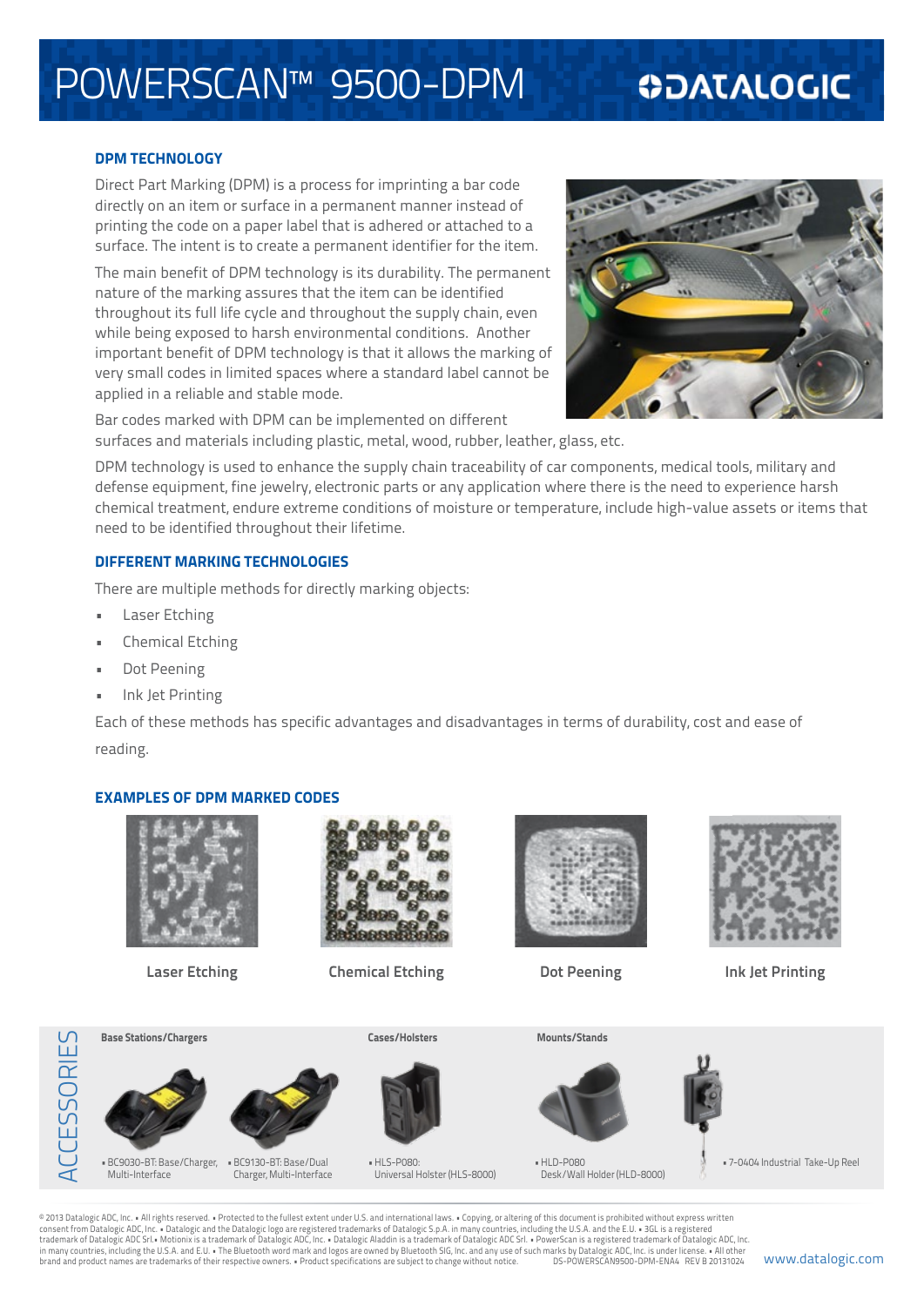# POWERSCAN™ 9500-DPM

## DPM TECHNOLOGY

Direct Part Marking (DPM) is a process for imprinting a bar code directly on an item or surface in a permanent manner instead of printing the code on a paper label that is adhered or attached to a surface. The intent is to create a permanent identifier for the item.

The main benefit of DPM technology is its durability. The permanent nature of the marking assures that the item can be identified throughout its full life cycle and throughout the supply chain, even while being exposed to harsh environmental conditions. Another important benefit of DPM technology is that it allows the marking of very small codes in limited spaces where a standard label cannot be applied in a reliable and stable mode.

Bar codes marked with DPM can be implemented on different surfaces and materials including plastic, metal, wood, rubber, leather, glass, etc.

DPM technology is used to enhance the supply chain traceability of car components, medical tools, military and defense equipment, fine jewelry, electronic parts or any application where there is the need to experience harsh chemical treatment, endure extreme conditions of moisture or temperature, include high-value assets or items that need to be identified throughout their lifetime.

## DIFFERENT MARKING TECHNOLOGIES

There are multiple methods for directly marking objects:

- Laser Etching
- Chemical Etching
- Dot Peening
- Ink Jet Printing

Each of these methods has specific advantages and disadvantages in terms of durability, cost and ease of reading.

## EXAMPLES OF DPM MARKED CODES

Laser Etching

Chemical Etching

Dot Peening

Ink Jet Printing

## ACCESSORIES

**Base Stations/Chargers**

- BC9030-BT: Base/Charger, Multi-Interface
- BC9130-BT: Base/Dual Charger, Multi-Interface

**Cases/Holsters**

- HLS-P080: Universal Holster (HLS-8000)

**Mounts/Stands**

- HLD-P080 Desk/Wall Holder (HLD-8000)
- 7-0404 Industrial Take-Up Reel

© 2013 Datalogic ADC, Inc. • All rights reserved. • Protected to the fullest extent under U.S. and international laws. • Copying, or altering of this document is prohibited without express written consent from Datalogic ADC, Inc. • Datalogic and the Datalogic logo are registered trademarks of Datalogic S.p.A. in many countries, including the U.S.A. and the E.U. • 3GL is a registered trademark of Datalogic ADC Srl.• Motionix is a trademark of Datalogic ADC, Inc. • Datalogic Aladdin is a trademark of Datalogic ADC Srl. • PowerScan is a registered trademark of Datalogic ADC, Inc. in many countries, including the U.S.A. and E.U. • The Bluetooth word mark and logos are owned by Bluetooth SIG, Inc. and any use of such marks by Datalogic ADC, Inc. is under license. • All other brand and product names are trademarks of their respective owners. • Product specifications are subject to change without notice. DS-POWERSCAN9500-DPM-ENA4 REV B 20131024

www.datalogic.com